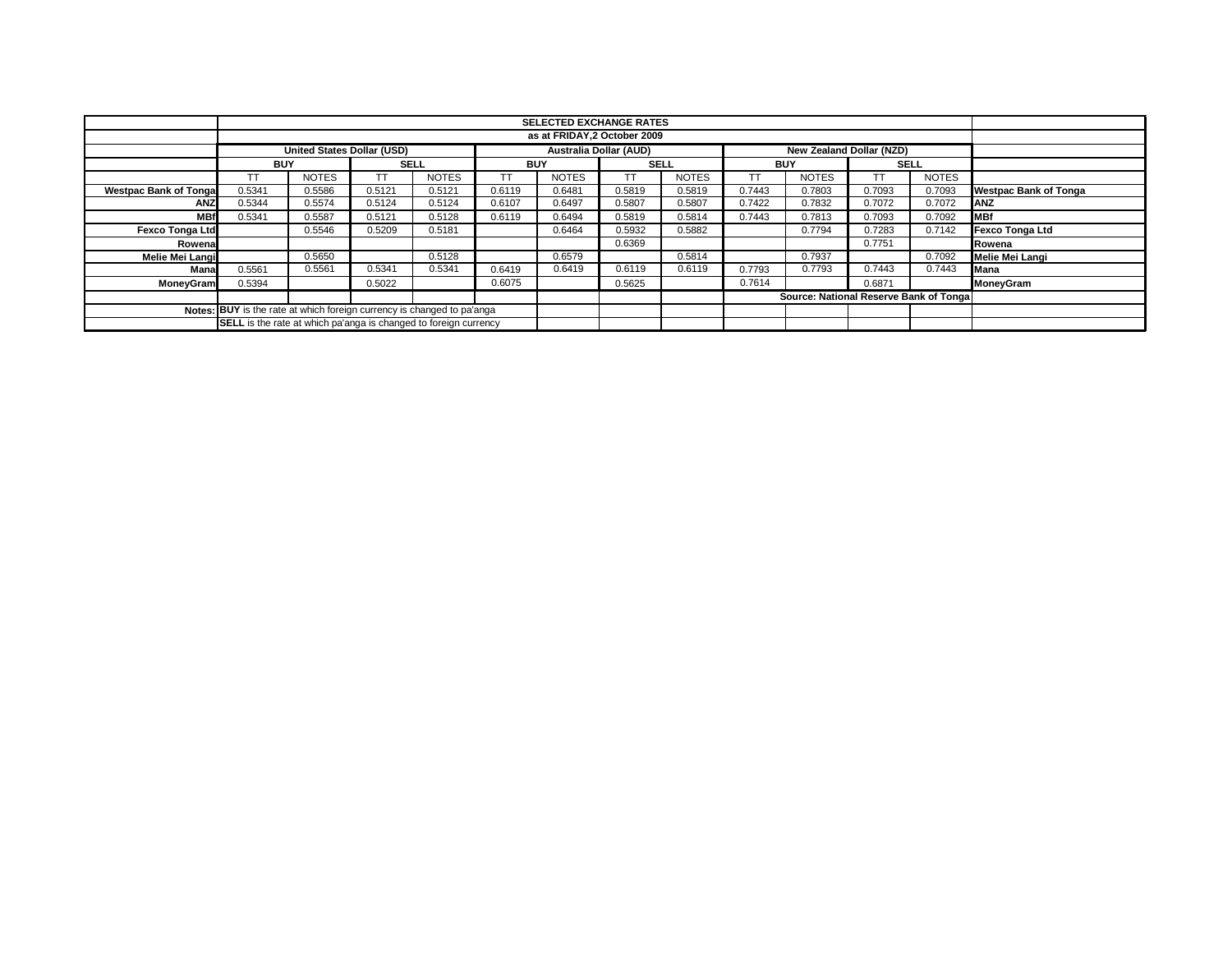| | SELECTED EXCHANGE RATES | | | | | | | | | | | | |
|---|---|---|---|---|---|---|---|---|---|---|---|---|---|
| | as at FRIDAY,2 October 2009 | | | | | | | | | | | | |
| | United States Dollar (USD) | | | | Australia Dollar (AUD) | | | | New Zealand Dollar (NZD) | | | | |
| | BUY | | SELL | | BUY | | SELL | | BUY | | SELL | | |
| | TT | NOTES | TT | NOTES | TT | NOTES | TT | NOTES | TT | NOTES | TT | NOTES | |
| Westpac Bank of Tonga | 0.5341 | 0.5586 | 0.5121 | 0.5121 | 0.6119 | 0.6481 | 0.5819 | 0.5819 | 0.7443 | 0.7803 | 0.7093 | 0.7093 | Westpac Bank of Tonga |
| ANZ | 0.5344 | 0.5574 | 0.5124 | 0.5124 | 0.6107 | 0.6497 | 0.5807 | 0.5807 | 0.7422 | 0.7832 | 0.7072 | 0.7072 | ANZ |
| MBf | 0.5341 | 0.5587 | 0.5121 | 0.5128 | 0.6119 | 0.6494 | 0.5819 | 0.5814 | 0.7443 | 0.7813 | 0.7093 | 0.7092 | MBf |
| Fexco Tonga Ltd | | 0.5546 | 0.5209 | 0.5181 | | 0.6464 | 0.5932 | 0.5882 | | 0.7794 | 0.7283 | 0.7142 | Fexco Tonga Ltd |
| Rowena | | | | | | | 0.6369 | | | | 0.7751 | | Rowena |
| Melie Mei Langi | | 0.5650 | | 0.5128 | | 0.6579 | | 0.5814 | | 0.7937 | | 0.7092 | Melie Mei Langi |
| Mana | 0.5561 | 0.5561 | 0.5341 | 0.5341 | 0.6419 | 0.6419 | 0.6119 | 0.6119 | 0.7793 | 0.7793 | 0.7443 | 0.7443 | Mana |
| MoneyGram | 0.5394 | | 0.5022 | | 0.6075 | | 0.5625 | | 0.7614 | | 0.6871 | | MoneyGram |
| | | | | | | | | | Source: National Reserve Bank of Tonga | | | | |
| Notes: | **BUY** is the rate at which foreign currency is changed to pa'anga | | | | | | | | | | | | |
| | **SELL** is the rate at which pa'anga is changed to foreign currency | | | | | | | | | | | | |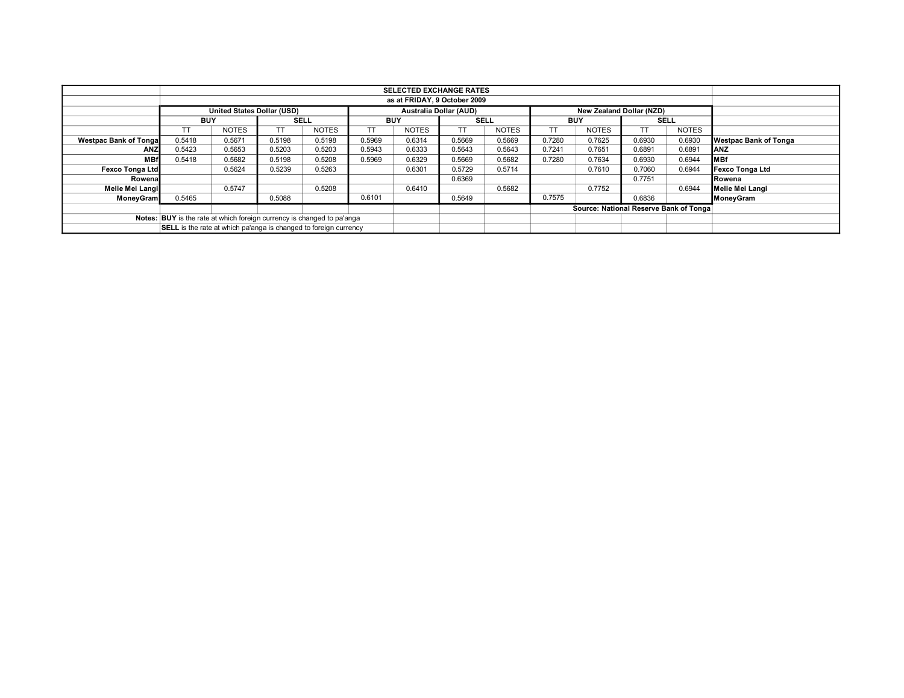| | SELECTED EXCHANGE RATES | | | | | | | | | | | | |
|---|---|---|---|---|---|---|---|---|---|---|---|---|---|
| | as at FRIDAY, 9 October 2009 | | | | | | | | | | | | |
| | **United States Dollar (USD)** | | | | **Australia Dollar (AUD)** | | | | **New Zealand Dollar (NZD)** | | | | |
| | **BUY** | | **SELL** | | **BUY** | | **SELL** | | **BUY** | | **SELL** | | |
| | TT | NOTES | TT | NOTES | TT | NOTES | TT | NOTES | TT | NOTES | TT | NOTES | |
| **Westpac Bank of Tonga** | 0.5418 | 0.5671 | 0.5198 | 0.5198 | 0.5969 | 0.6314 | 0.5669 | 0.5669 | 0.7280 | 0.7625 | 0.6930 | 0.6930 | **Westpac Bank of Tonga** |
| **ANZ** | 0.5423 | 0.5653 | 0.5203 | 0.5203 | 0.5943 | 0.6333 | 0.5643 | 0.5643 | 0.7241 | 0.7651 | 0.6891 | 0.6891 | **ANZ** |
| **MBf** | 0.5418 | 0.5682 | 0.5198 | 0.5208 | 0.5969 | 0.6329 | 0.5669 | 0.5682 | 0.7280 | 0.7634 | 0.6930 | 0.6944 | **MBf** |
| **Fexco Tonga Ltd** | | 0.5624 | 0.5239 | 0.5263 | | 0.6301 | 0.5729 | 0.5714 | | 0.7610 | 0.7060 | 0.6944 | **Fexco Tonga Ltd** |
| **Rowena** | | | | | | | 0.6369 | | | | 0.7751 | | **Rowena** |
| **Melie Mei Langi** | | 0.5747 | | 0.5208 | | 0.6410 | | 0.5682 | | 0.7752 | | 0.6944 | **Melie Mei Langi** |
| **MoneyGram** | 0.5465 | | 0.5088 | | 0.6101 | | 0.5649 | | 0.7575 | | 0.6836 | | **MoneyGram** |

**Source: National Reserve Bank of Tonga**

**Notes:** **BUY** is the rate at which foreign currency is changed to pa'anga

**SELL** is the rate at which pa'anga is changed to foreign currency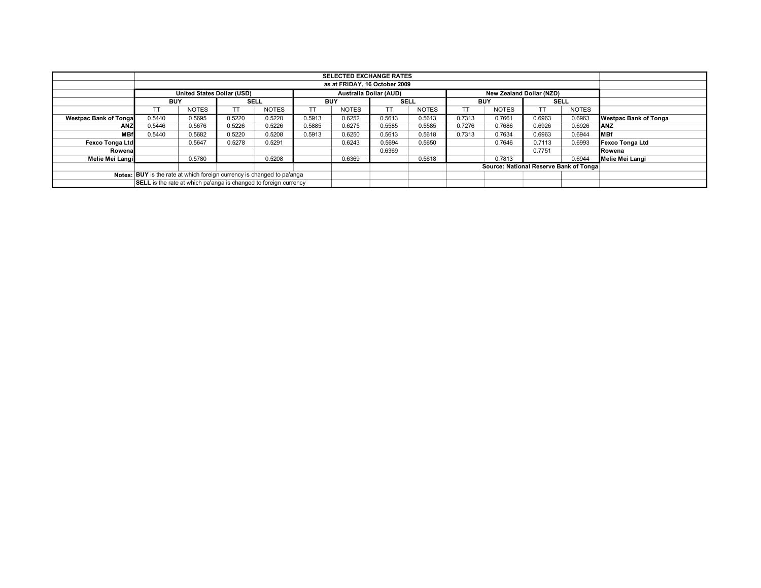| | SELECTED EXCHANGE RATES | | | | | | | | | | | | |
|---|---|---|---|---|---|---|---|---|---|---|---|---|---|
| | as at FRIDAY, 16 October 2009 | | | | | | | | | | | | |
| | United States Dollar (USD) | | | | Australia Dollar (AUD) | | | | New Zealand Dollar (NZD) | | | | |
| | BUY | | SELL | | BUY | | SELL | | BUY | | SELL | | |
| | TT | NOTES | TT | NOTES | TT | NOTES | TT | NOTES | TT | NOTES | TT | NOTES | |
| **Westpac Bank of Tonga** | 0.5440 | 0.5695 | 0.5220 | 0.5220 | 0.5913 | 0.6252 | 0.5613 | 0.5613 | 0.7313 | 0.7661 | 0.6963 | 0.6963 | **Westpac Bank of Tonga** |
| **ANZ** | 0.5446 | 0.5676 | 0.5226 | 0.5226 | 0.5885 | 0.6275 | 0.5585 | 0.5585 | 0.7276 | 0.7686 | 0.6926 | 0.6926 | **ANZ** |
| **MBf** | 0.5440 | 0.5682 | 0.5220 | 0.5208 | 0.5913 | 0.6250 | 0.5613 | 0.5618 | 0.7313 | 0.7634 | 0.6963 | 0.6944 | **MBf** |
| **Fexco Tonga Ltd** | | 0.5647 | 0.5278 | 0.5291 | | 0.6243 | 0.5694 | 0.5650 | | 0.7646 | 0.7113 | 0.6993 | **Fexco Tonga Ltd** |
| **Rowena** | | | | | | | 0.6369 | | | | 0.7751 | | **Rowena** |
| **Melie Mei Langi** | | 0.5780 | | 0.5208 | | 0.6369 | | 0.5618 | | 0.7813 | | 0.6944 | **Melie Mei Langi** |
| | | | | | | | | | **Source: National Reserve Bank of Tonga** | | | | |
| **Notes:** | **BUY** is the rate at which foreign currency is changed to pa'anga | | | | | | | | | | | | |
| | **SELL** is the rate at which pa'anga is changed to foreign currency | | | | | | | | | | | | |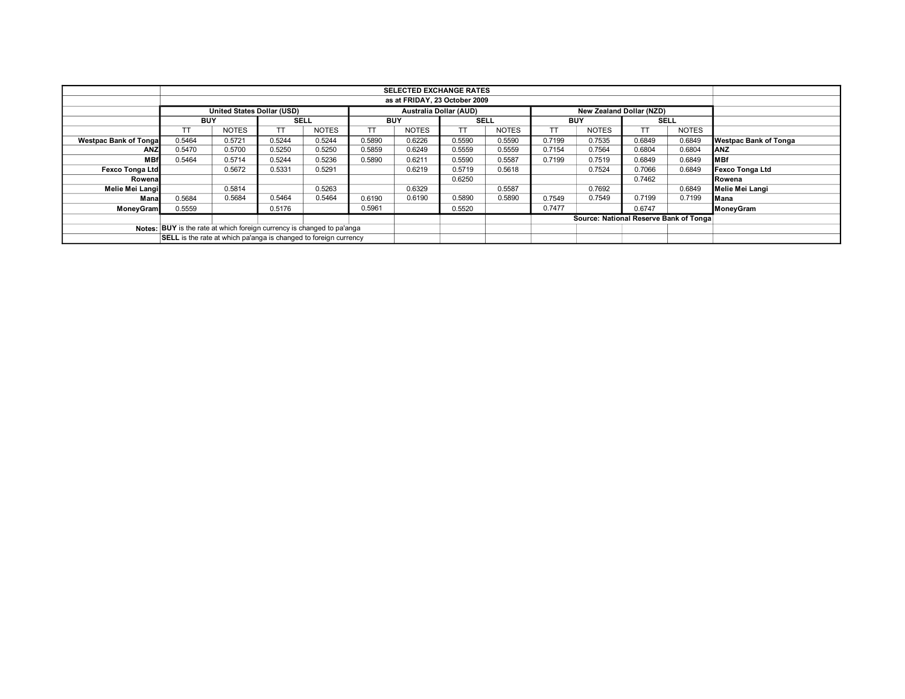**SELECTED EXCHANGE RATES**

**as at FRIDAY, 23 October 2009**

| | United States Dollar (USD) | | | | Australia Dollar (AUD) | | | | New Zealand Dollar (NZD) | | | | |
|---|---|---|---|---|---|---|---|---|---|---|---|---|---|
| | BUY | | SELL | | BUY | | SELL | | BUY | | SELL | | |
| | TT | NOTES | TT | NOTES | TT | NOTES | TT | NOTES | TT | NOTES | TT | NOTES | |
| **Westpac Bank of Tonga** | 0.5464 | 0.5721 | 0.5244 | 0.5244 | 0.5890 | 0.6226 | 0.5590 | 0.5590 | 0.7199 | 0.7535 | 0.6849 | 0.6849 | **Westpac Bank of Tonga** |
| **ANZ** | 0.5470 | 0.5700 | 0.5250 | 0.5250 | 0.5859 | 0.6249 | 0.5559 | 0.5559 | 0.7154 | 0.7564 | 0.6804 | 0.6804 | **ANZ** |
| **MBf** | 0.5464 | 0.5714 | 0.5244 | 0.5236 | 0.5890 | 0.6211 | 0.5590 | 0.5587 | 0.7199 | 0.7519 | 0.6849 | 0.6849 | **MBf** |
| **Fexco Tonga Ltd** | | 0.5672 | 0.5331 | 0.5291 | | 0.6219 | 0.5719 | 0.5618 | | 0.7524 | 0.7066 | 0.6849 | **Fexco Tonga Ltd** |
| **Rowena** | | | | | | | 0.6250 | | | | 0.7462 | | **Rowena** |
| **Melie Mei Langi** | | 0.5814 | | 0.5263 | | 0.6329 | | 0.5587 | | 0.7692 | | 0.6849 | **Melie Mei Langi** |
| **Mana** | 0.5684 | 0.5684 | 0.5464 | 0.5464 | 0.6190 | 0.6190 | 0.5890 | 0.5890 | 0.7549 | 0.7549 | 0.7199 | 0.7199 | **Mana** |
| **MoneyGram** | 0.5559 | | 0.5176 | | 0.5961 | | 0.5520 | | 0.7477 | | 0.6747 | | **MoneyGram** |

**Source: National Reserve Bank of Tonga**

**Notes:** **BUY** is the rate at which foreign currency is changed to pa'anga

**SELL** is the rate at which pa'anga is changed to foreign currency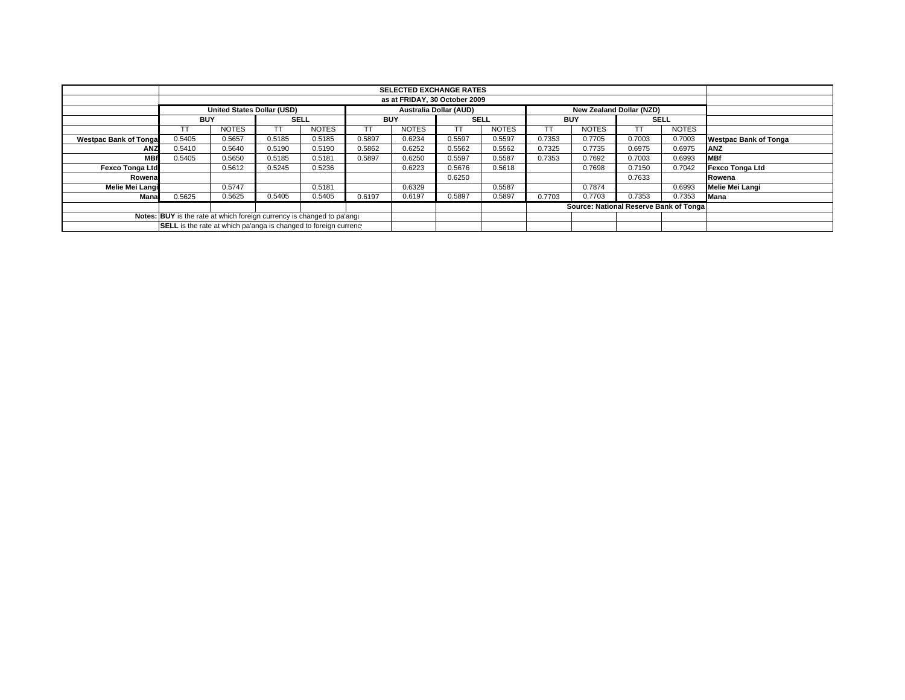| | | | | | | | | | | | | | |
|---|---|---|---|---|---|---|---|---|---|---|---|---|---|
| | SELECTED EXCHANGE RATES | | | | | | | | | | | | |
| | as at FRIDAY, 30 October 2009 | | | | | | | | | | | | |
| | United States Dollar (USD) | | | | Australia Dollar (AUD) | | | | New Zealand Dollar (NZD) | | | | |
| | BUY | | SELL | | BUY | | SELL | | BUY | | SELL | | |
| | TT | NOTES | TT | NOTES | TT | NOTES | TT | NOTES | TT | NOTES | TT | NOTES | |
| Westpac Bank of Tonga | 0.5405 | 0.5657 | 0.5185 | 0.5185 | 0.5897 | 0.6234 | 0.5597 | 0.5597 | 0.7353 | 0.7705 | 0.7003 | 0.7003 | Westpac Bank of Tonga |
| ANZ | 0.5410 | 0.5640 | 0.5190 | 0.5190 | 0.5862 | 0.6252 | 0.5562 | 0.5562 | 0.7325 | 0.7735 | 0.6975 | 0.6975 | ANZ |
| MBf | 0.5405 | 0.5650 | 0.5185 | 0.5181 | 0.5897 | 0.6250 | 0.5597 | 0.5587 | 0.7353 | 0.7692 | 0.7003 | 0.6993 | MBf |
| Fexco Tonga Ltd | | 0.5612 | 0.5245 | 0.5236 | | 0.6223 | 0.5676 | 0.5618 | | 0.7698 | 0.7150 | 0.7042 | Fexco Tonga Ltd |
| Rowena | | | | | | | 0.6250 | | | | 0.7633 | | Rowena |
| Melie Mei Langi | | 0.5747 | | 0.5181 | | 0.6329 | | 0.5587 | | 0.7874 | | 0.6993 | Melie Mei Langi |
| Mana | 0.5625 | 0.5625 | 0.5405 | 0.5405 | 0.6197 | 0.6197 | 0.5897 | 0.5897 | 0.7703 | 0.7703 | 0.7353 | 0.7353 | Mana |
| | | | | | | | | | Source: National Reserve Bank of Tonga | | | | |
| Notes: | **BUY** is the rate at which foreign currency is changed to pa'anga | | | | | | | | | | | | |
| | **SELL** is the rate at which pa'anga is changed to foreign currency | | | | | | | | | | | | |